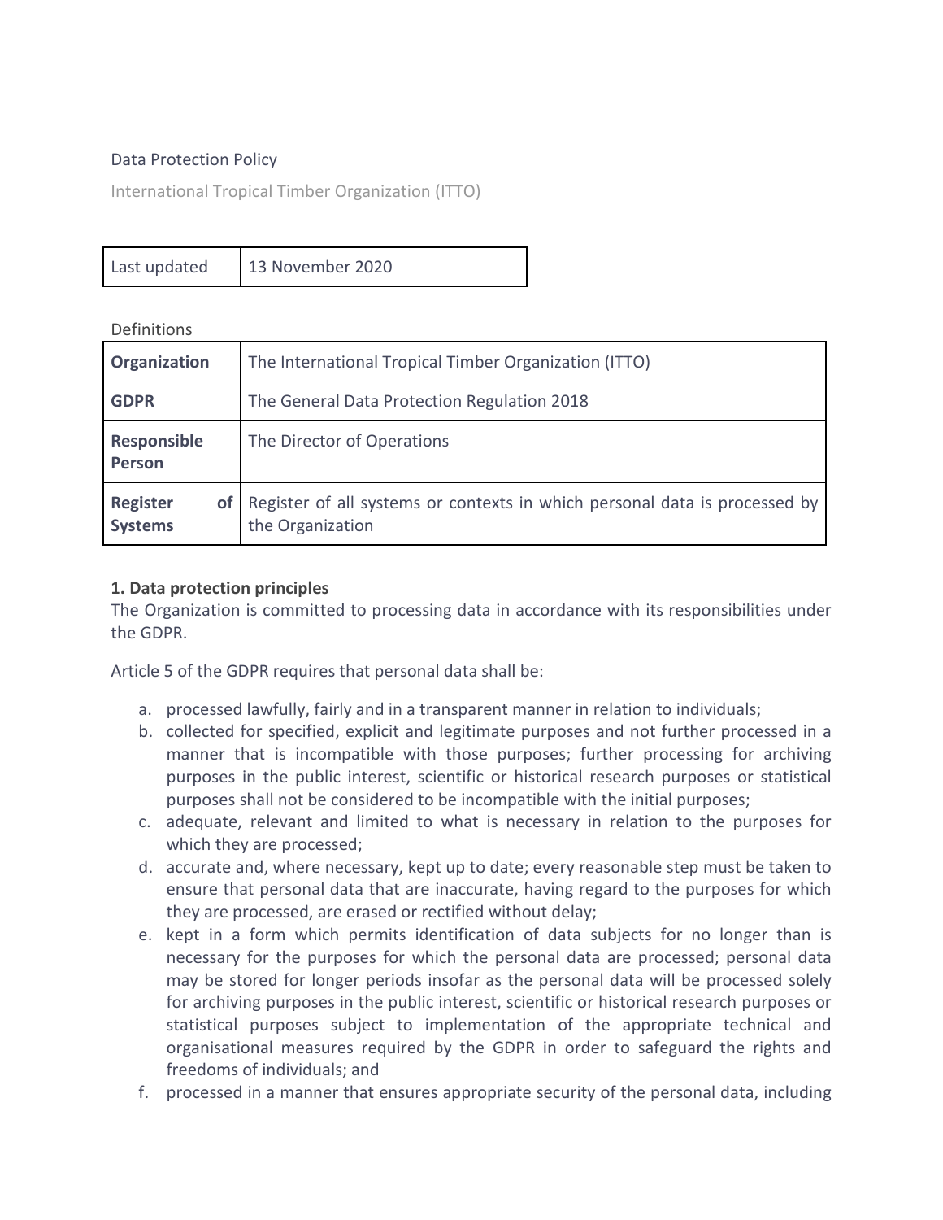# Data Protection Policy

International Tropical Timber Organization (ITTO)

| Last updated | 13 November 2020 |
|---|---|

Definitions

| | |
|---|---|
| **Organization** | The International Tropical Timber Organization (ITTO) |
| **GDPR** | The General Data Protection Regulation 2018 |
| **Responsible Person** | The Director of Operations |
| **Register of Systems** | Register of all systems or contexts in which personal data is processed by the Organization |

**1. Data protection principles**

The Organization is committed to processing data in accordance with its responsibilities under the GDPR.

Article 5 of the GDPR requires that personal data shall be:

a. processed lawfully, fairly and in a transparent manner in relation to individuals;
b. collected for specified, explicit and legitimate purposes and not further processed in a manner that is incompatible with those purposes; further processing for archiving purposes in the public interest, scientific or historical research purposes or statistical purposes shall not be considered to be incompatible with the initial purposes;
c. adequate, relevant and limited to what is necessary in relation to the purposes for which they are processed;
d. accurate and, where necessary, kept up to date; every reasonable step must be taken to ensure that personal data that are inaccurate, having regard to the purposes for which they are processed, are erased or rectified without delay;
e. kept in a form which permits identification of data subjects for no longer than is necessary for the purposes for which the personal data are processed; personal data may be stored for longer periods insofar as the personal data will be processed solely for archiving purposes in the public interest, scientific or historical research purposes or statistical purposes subject to implementation of the appropriate technical and organisational measures required by the GDPR in order to safeguard the rights and freedoms of individuals; and
f. processed in a manner that ensures appropriate security of the personal data, including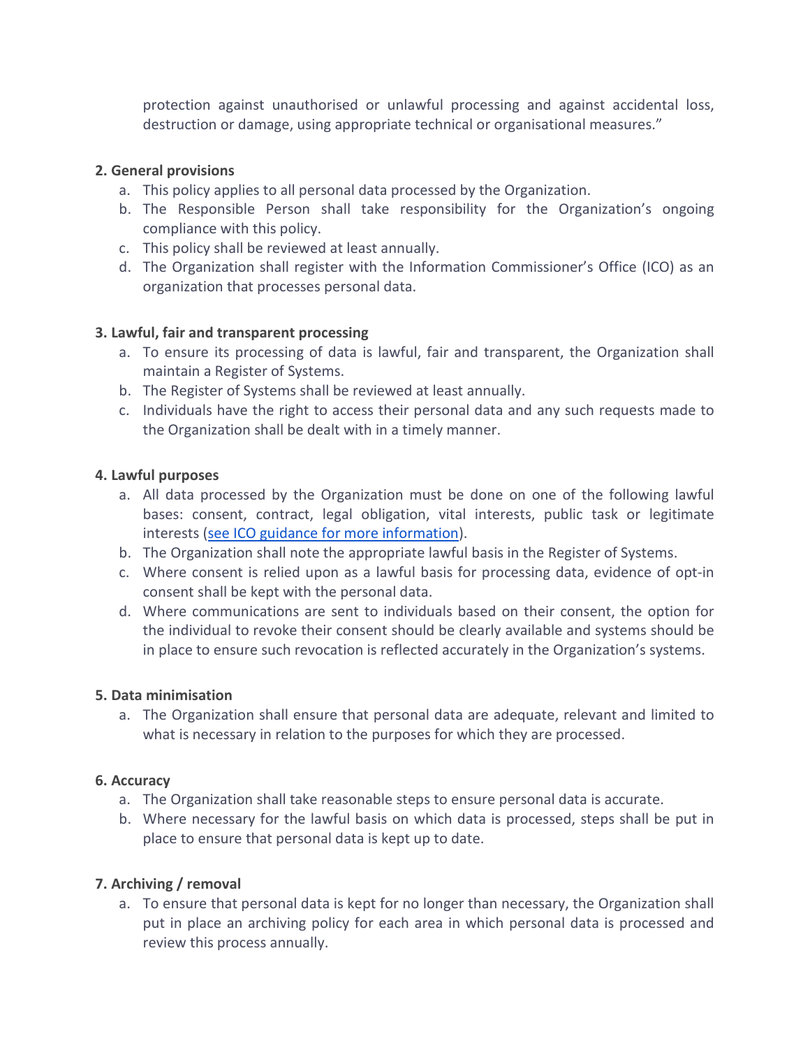protection against unauthorised or unlawful processing and against accidental loss, destruction or damage, using appropriate technical or organisational measures."

**2. General provisions**

a. This policy applies to all personal data processed by the Organization.
b. The Responsible Person shall take responsibility for the Organization's ongoing compliance with this policy.
c. This policy shall be reviewed at least annually.
d. The Organization shall register with the Information Commissioner's Office (ICO) as an organization that processes personal data.

**3. Lawful, fair and transparent processing**

a. To ensure its processing of data is lawful, fair and transparent, the Organization shall maintain a Register of Systems.
b. The Register of Systems shall be reviewed at least annually.
c. Individuals have the right to access their personal data and any such requests made to the Organization shall be dealt with in a timely manner.

**4. Lawful purposes**

a. All data processed by the Organization must be done on one of the following lawful bases: consent, contract, legal obligation, vital interests, public task or legitimate interests (see ICO guidance for more information).
b. The Organization shall note the appropriate lawful basis in the Register of Systems.
c. Where consent is relied upon as a lawful basis for processing data, evidence of opt-in consent shall be kept with the personal data.
d. Where communications are sent to individuals based on their consent, the option for the individual to revoke their consent should be clearly available and systems should be in place to ensure such revocation is reflected accurately in the Organization's systems.

**5. Data minimisation**

a. The Organization shall ensure that personal data are adequate, relevant and limited to what is necessary in relation to the purposes for which they are processed.

**6. Accuracy**

a. The Organization shall take reasonable steps to ensure personal data is accurate.
b. Where necessary for the lawful basis on which data is processed, steps shall be put in place to ensure that personal data is kept up to date.

**7. Archiving / removal**

a. To ensure that personal data is kept for no longer than necessary, the Organization shall put in place an archiving policy for each area in which personal data is processed and review this process annually.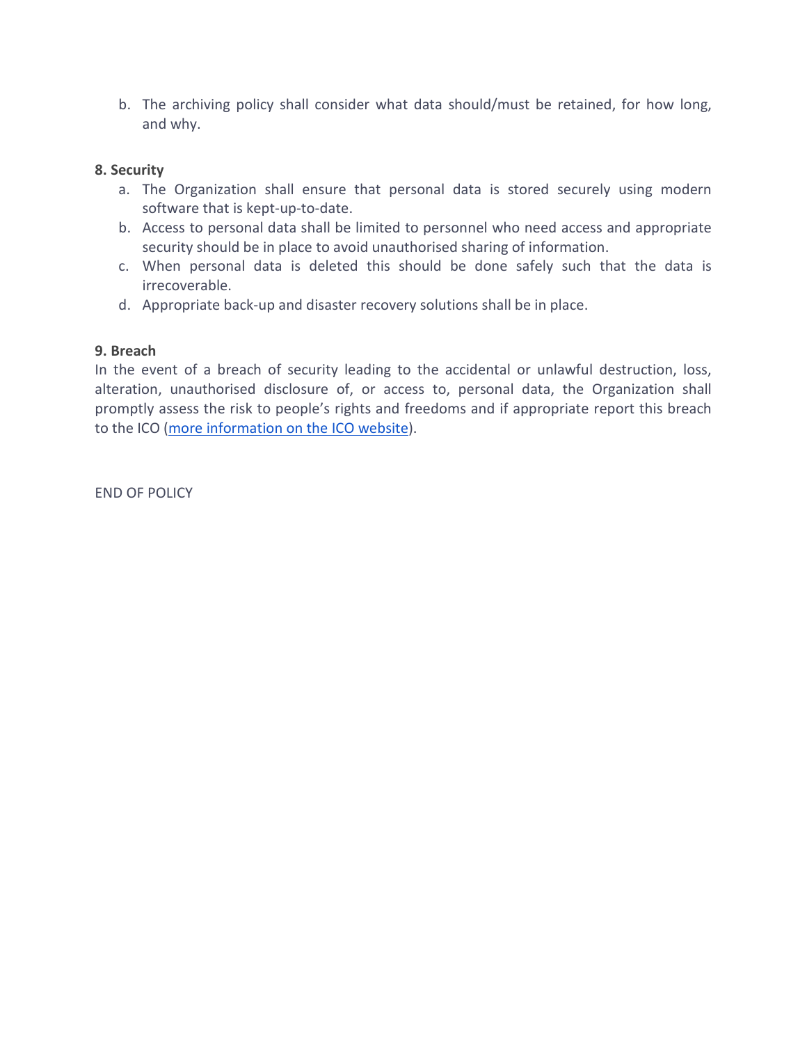b. The archiving policy shall consider what data should/must be retained, for how long, and why.

**8. Security**

a. The Organization shall ensure that personal data is stored securely using modern software that is kept-up-to-date.
b. Access to personal data shall be limited to personnel who need access and appropriate security should be in place to avoid unauthorised sharing of information.
c. When personal data is deleted this should be done safely such that the data is irrecoverable.
d. Appropriate back-up and disaster recovery solutions shall be in place.

**9. Breach**

In the event of a breach of security leading to the accidental or unlawful destruction, loss, alteration, unauthorised disclosure of, or access to, personal data, the Organization shall promptly assess the risk to people's rights and freedoms and if appropriate report this breach to the ICO (more information on the ICO website).

END OF POLICY